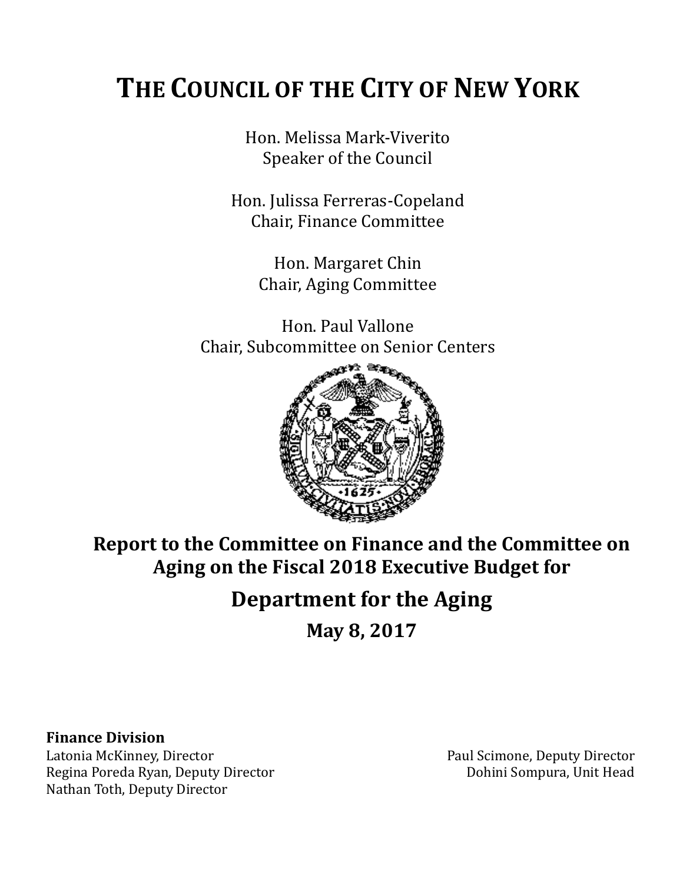# THE COUNCIL OF THE CITY OF NEW YORK

Hon. Melissa Mark-Viverito
Speaker of the Council

Hon. Julissa Ferreras-Copeland
Chair, Finance Committee

Hon. Margaret Chin
Chair, Aging Committee

Hon. Paul Vallone
Chair, Subcommittee on Senior Centers

## Report to the Committee on Finance and the Committee on Aging on the Fiscal 2018 Executive Budget for

## Department for the Aging

**May 8, 2017**

**Finance Division**
Latonia McKinney, Director
Regina Poreda Ryan, Deputy Director
Nathan Toth, Deputy Director
Paul Scimone, Deputy Director
Dohini Sompura, Unit Head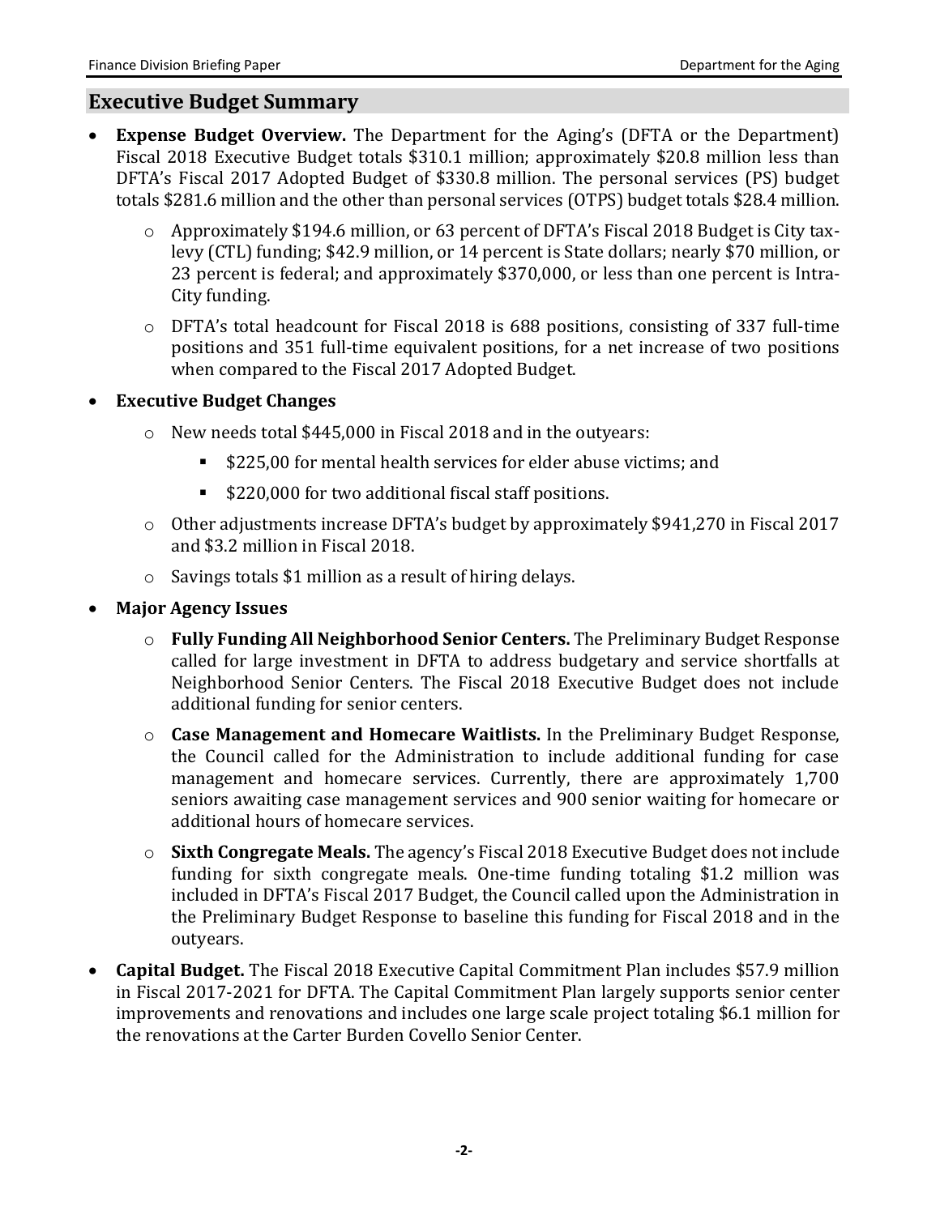## Executive Budget Summary

- **Expense Budget Overview.** The Department for the Aging's (DFTA or the Department) Fiscal 2018 Executive Budget totals $310.1 million; approximately $20.8 million less than DFTA's Fiscal 2017 Adopted Budget of $330.8 million. The personal services (PS) budget totals $281.6 million and the other than personal services (OTPS) budget totals $28.4 million.
    - Approximately $194.6 million, or 63 percent of DFTA's Fiscal 2018 Budget is City tax-levy (CTL) funding; $42.9 million, or 14 percent is State dollars; nearly $70 million, or 23 percent is federal; and approximately $370,000, or less than one percent is Intra-City funding.
    - DFTA's total headcount for Fiscal 2018 is 688 positions, consisting of 337 full-time positions and 351 full-time equivalent positions, for a net increase of two positions when compared to the Fiscal 2017 Adopted Budget.
- **Executive Budget Changes**
    - New needs total $445,000 in Fiscal 2018 and in the outyears:
        - $225,00 for mental health services for elder abuse victims; and
        - $220,000 for two additional fiscal staff positions.
    - Other adjustments increase DFTA's budget by approximately $941,270 in Fiscal 2017 and $3.2 million in Fiscal 2018.
    - Savings totals $1 million as a result of hiring delays.
- **Major Agency Issues**
    - **Fully Funding All Neighborhood Senior Centers.** The Preliminary Budget Response called for large investment in DFTA to address budgetary and service shortfalls at Neighborhood Senior Centers. The Fiscal 2018 Executive Budget does not include additional funding for senior centers.
    - **Case Management and Homecare Waitlists.** In the Preliminary Budget Response, the Council called for the Administration to include additional funding for case management and homecare services. Currently, there are approximately 1,700 seniors awaiting case management services and 900 senior waiting for homecare or additional hours of homecare services.
    - **Sixth Congregate Meals.** The agency's Fiscal 2018 Executive Budget does not include funding for sixth congregate meals. One-time funding totaling $1.2 million was included in DFTA's Fiscal 2017 Budget, the Council called upon the Administration in the Preliminary Budget Response to baseline this funding for Fiscal 2018 and in the outyears.
- **Capital Budget.** The Fiscal 2018 Executive Capital Commitment Plan includes $57.9 million in Fiscal 2017-2021 for DFTA. The Capital Commitment Plan largely supports senior center improvements and renovations and includes one large scale project totaling $6.1 million for the renovations at the Carter Burden Covello Senior Center.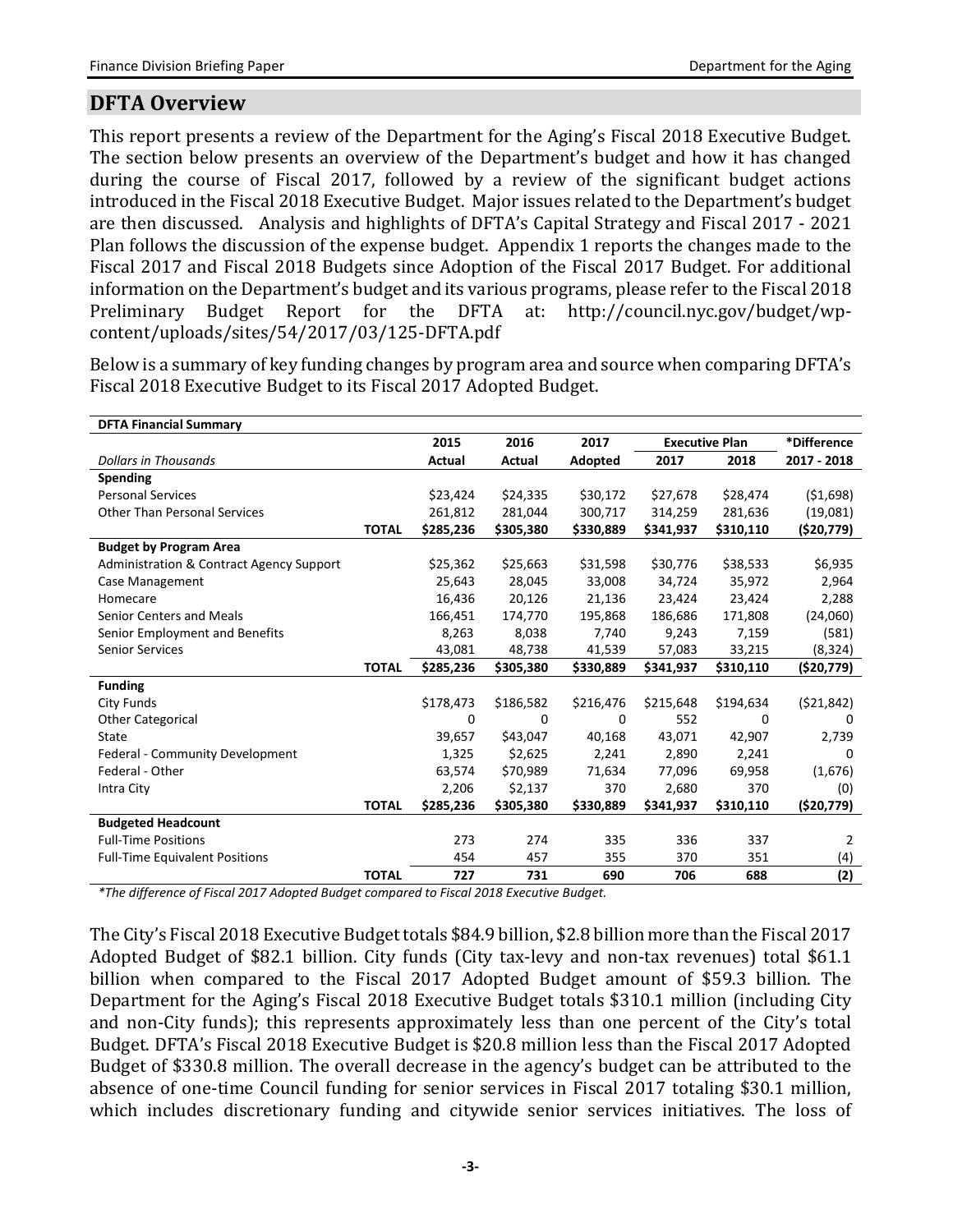## DFTA Overview

This report presents a review of the Department for the Aging's Fiscal 2018 Executive Budget. The section below presents an overview of the Department's budget and how it has changed during the course of Fiscal 2017, followed by a review of the significant budget actions introduced in the Fiscal 2018 Executive Budget. Major issues related to the Department's budget are then discussed. Analysis and highlights of DFTA's Capital Strategy and Fiscal 2017 - 2021 Plan follows the discussion of the expense budget. Appendix 1 reports the changes made to the Fiscal 2017 and Fiscal 2018 Budgets since Adoption of the Fiscal 2017 Budget. For additional information on the Department's budget and its various programs, please refer to the Fiscal 2018 Preliminary Budget Report for the DFTA at: http://council.nyc.gov/budget/wp-content/uploads/sites/54/2017/03/125-DFTA.pdf

Below is a summary of key funding changes by program area and source when comparing DFTA's Fiscal 2018 Executive Budget to its Fiscal 2017 Adopted Budget.

| **DFTA Financial Summary** | | | | | | | |
|---|---|---|---|---|---|---|---|
| | | **2015** | **2016** | **2017** | **Executive Plan** | | ***Difference** |
| *Dollars in Thousands* | | **Actual** | **Actual** | **Adopted** | **2017** | **2018** | **2017 - 2018** |
| **Spending** | | | | | | | |
| Personal Services | | $23,424 | $24,335 | $30,172 | $27,678 | $28,474 | ($1,698) |
| Other Than Personal Services | | 261,812 | 281,044 | 300,717 | 314,259 | 281,636 | (19,081) |
| | **TOTAL** | **$285,236** | **$305,380** | **$330,889** | **$341,937** | **$310,110** | **($20,779)** |
| **Budget by Program Area** | | | | | | | |
| Administration & Contract Agency Support | | $25,362 | $25,663 | $31,598 | $30,776 | $38,533 | $6,935 |
| Case Management | | 25,643 | 28,045 | 33,008 | 34,724 | 35,972 | 2,964 |
| Homecare | | 16,436 | 20,126 | 21,136 | 23,424 | 23,424 | 2,288 |
| Senior Centers and Meals | | 166,451 | 174,770 | 195,868 | 186,686 | 171,808 | (24,060) |
| Senior Employment and Benefits | | 8,263 | 8,038 | 7,740 | 9,243 | 7,159 | (581) |
| Senior Services | | 43,081 | 48,738 | 41,539 | 57,083 | 33,215 | (8,324) |
| | **TOTAL** | **$285,236** | **$305,380** | **$330,889** | **$341,937** | **$310,110** | **($20,779)** |
| **Funding** | | | | | | | |
| City Funds | | $178,473 | $186,582 | $216,476 | $215,648 | $194,634 | ($21,842) |
| Other Categorical | | 0 | 0 | 0 | 552 | 0 | 0 |
| State | | 39,657 | $43,047 | 40,168 | 43,071 | 42,907 | 2,739 |
| Federal - Community Development | | 1,325 | $2,625 | 2,241 | 2,890 | 2,241 | 0 |
| Federal - Other | | 63,574 | $70,989 | 71,634 | 77,096 | 69,958 | (1,676) |
| Intra City | | 2,206 | $2,137 | 370 | 2,680 | 370 | (0) |
| | **TOTAL** | **$285,236** | **$305,380** | **$330,889** | **$341,937** | **$310,110** | **($20,779)** |
| **Budgeted Headcount** | | | | | | | |
| Full-Time Positions | | 273 | 274 | 335 | 336 | 337 | 2 |
| Full-Time Equivalent Positions | | 454 | 457 | 355 | 370 | 351 | (4) |
| | **TOTAL** | **727** | **731** | **690** | **706** | **688** | **(2)** |

**The difference of Fiscal 2017 Adopted Budget compared to Fiscal 2018 Executive Budget.*

The City's Fiscal 2018 Executive Budget totals $84.9 billion, $2.8 billion more than the Fiscal 2017 Adopted Budget of $82.1 billion. City funds (City tax-levy and non-tax revenues) total $61.1 billion when compared to the Fiscal 2017 Adopted Budget amount of $59.3 billion. The Department for the Aging's Fiscal 2018 Executive Budget totals $310.1 million (including City and non-City funds); this represents approximately less than one percent of the City's total Budget. DFTA's Fiscal 2018 Executive Budget is $20.8 million less than the Fiscal 2017 Adopted Budget of $330.8 million. The overall decrease in the agency's budget can be attributed to the absence of one-time Council funding for senior services in Fiscal 2017 totaling $30.1 million, which includes discretionary funding and citywide senior services initiatives. The loss of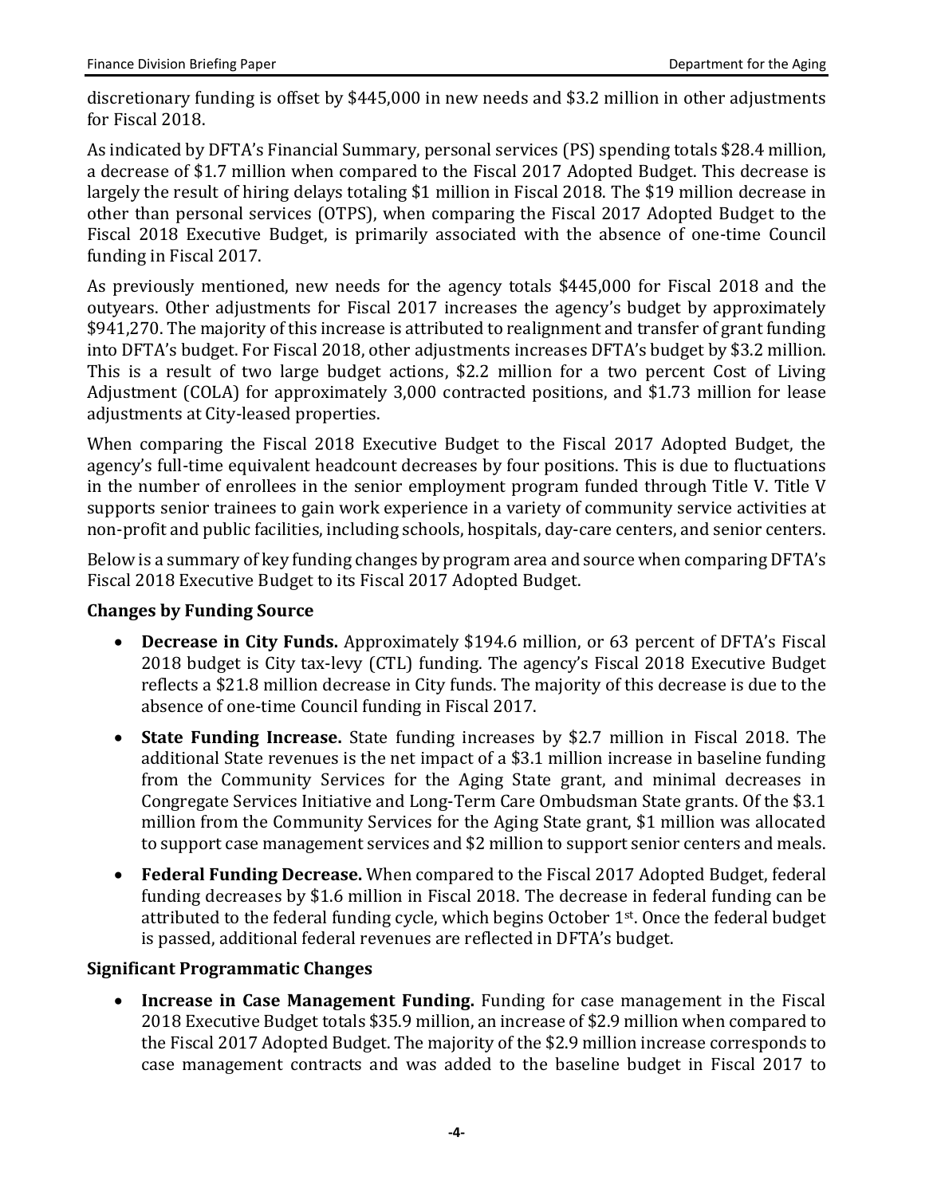discretionary funding is offset by $445,000 in new needs and $3.2 million in other adjustments for Fiscal 2018.

As indicated by DFTA's Financial Summary, personal services (PS) spending totals $28.4 million, a decrease of $1.7 million when compared to the Fiscal 2017 Adopted Budget. This decrease is largely the result of hiring delays totaling $1 million in Fiscal 2018. The $19 million decrease in other than personal services (OTPS), when comparing the Fiscal 2017 Adopted Budget to the Fiscal 2018 Executive Budget, is primarily associated with the absence of one-time Council funding in Fiscal 2017.

As previously mentioned, new needs for the agency totals $445,000 for Fiscal 2018 and the outyears. Other adjustments for Fiscal 2017 increases the agency's budget by approximately $941,270. The majority of this increase is attributed to realignment and transfer of grant funding into DFTA's budget. For Fiscal 2018, other adjustments increases DFTA's budget by $3.2 million. This is a result of two large budget actions, $2.2 million for a two percent Cost of Living Adjustment (COLA) for approximately 3,000 contracted positions, and $1.73 million for lease adjustments at City-leased properties.

When comparing the Fiscal 2018 Executive Budget to the Fiscal 2017 Adopted Budget, the agency's full-time equivalent headcount decreases by four positions. This is due to fluctuations in the number of enrollees in the senior employment program funded through Title V. Title V supports senior trainees to gain work experience in a variety of community service activities at non-profit and public facilities, including schools, hospitals, day-care centers, and senior centers.

Below is a summary of key funding changes by program area and source when comparing DFTA's Fiscal 2018 Executive Budget to its Fiscal 2017 Adopted Budget.

**Changes by Funding Source**

- **Decrease in City Funds.** Approximately $194.6 million, or 63 percent of DFTA's Fiscal 2018 budget is City tax-levy (CTL) funding. The agency's Fiscal 2018 Executive Budget reflects a $21.8 million decrease in City funds. The majority of this decrease is due to the absence of one-time Council funding in Fiscal 2017.
- **State Funding Increase.** State funding increases by $2.7 million in Fiscal 2018. The additional State revenues is the net impact of a $3.1 million increase in baseline funding from the Community Services for the Aging State grant, and minimal decreases in Congregate Services Initiative and Long-Term Care Ombudsman State grants. Of the $3.1 million from the Community Services for the Aging State grant, $1 million was allocated to support case management services and $2 million to support senior centers and meals.
- **Federal Funding Decrease.** When compared to the Fiscal 2017 Adopted Budget, federal funding decreases by $1.6 million in Fiscal 2018. The decrease in federal funding can be attributed to the federal funding cycle, which begins October 1st. Once the federal budget is passed, additional federal revenues are reflected in DFTA's budget.

**Significant Programmatic Changes**

- **Increase in Case Management Funding.** Funding for case management in the Fiscal 2018 Executive Budget totals $35.9 million, an increase of $2.9 million when compared to the Fiscal 2017 Adopted Budget. The majority of the $2.9 million increase corresponds to case management contracts and was added to the baseline budget in Fiscal 2017 to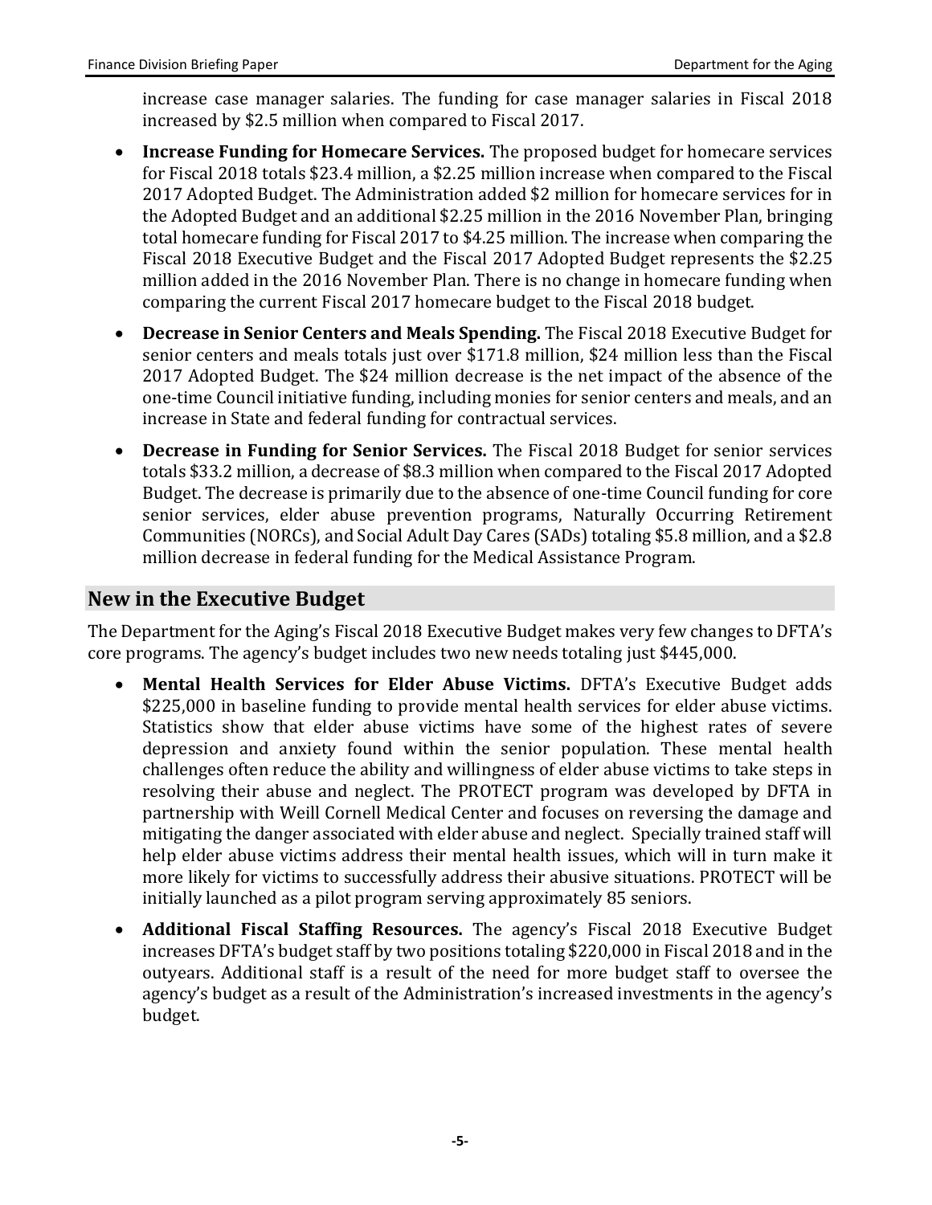increase case manager salaries. The funding for case manager salaries in Fiscal 2018 increased by $2.5 million when compared to Fiscal 2017.

- **Increase Funding for Homecare Services.** The proposed budget for homecare services for Fiscal 2018 totals $23.4 million, a $2.25 million increase when compared to the Fiscal 2017 Adopted Budget. The Administration added $2 million for homecare services for in the Adopted Budget and an additional $2.25 million in the 2016 November Plan, bringing total homecare funding for Fiscal 2017 to $4.25 million. The increase when comparing the Fiscal 2018 Executive Budget and the Fiscal 2017 Adopted Budget represents the $2.25 million added in the 2016 November Plan. There is no change in homecare funding when comparing the current Fiscal 2017 homecare budget to the Fiscal 2018 budget.
- **Decrease in Senior Centers and Meals Spending.** The Fiscal 2018 Executive Budget for senior centers and meals totals just over $171.8 million, $24 million less than the Fiscal 2017 Adopted Budget. The $24 million decrease is the net impact of the absence of the one-time Council initiative funding, including monies for senior centers and meals, and an increase in State and federal funding for contractual services.
- **Decrease in Funding for Senior Services.** The Fiscal 2018 Budget for senior services totals $33.2 million, a decrease of $8.3 million when compared to the Fiscal 2017 Adopted Budget. The decrease is primarily due to the absence of one-time Council funding for core senior services, elder abuse prevention programs, Naturally Occurring Retirement Communities (NORCs), and Social Adult Day Cares (SADs) totaling $5.8 million, and a $2.8 million decrease in federal funding for the Medical Assistance Program.

## New in the Executive Budget

The Department for the Aging's Fiscal 2018 Executive Budget makes very few changes to DFTA's core programs. The agency's budget includes two new needs totaling just $445,000.

- **Mental Health Services for Elder Abuse Victims.** DFTA's Executive Budget adds $225,000 in baseline funding to provide mental health services for elder abuse victims. Statistics show that elder abuse victims have some of the highest rates of severe depression and anxiety found within the senior population. These mental health challenges often reduce the ability and willingness of elder abuse victims to take steps in resolving their abuse and neglect. The PROTECT program was developed by DFTA in partnership with Weill Cornell Medical Center and focuses on reversing the damage and mitigating the danger associated with elder abuse and neglect. Specially trained staff will help elder abuse victims address their mental health issues, which will in turn make it more likely for victims to successfully address their abusive situations. PROTECT will be initially launched as a pilot program serving approximately 85 seniors.
- **Additional Fiscal Staffing Resources.** The agency's Fiscal 2018 Executive Budget increases DFTA's budget staff by two positions totaling $220,000 in Fiscal 2018 and in the outyears. Additional staff is a result of the need for more budget staff to oversee the agency's budget as a result of the Administration's increased investments in the agency's budget.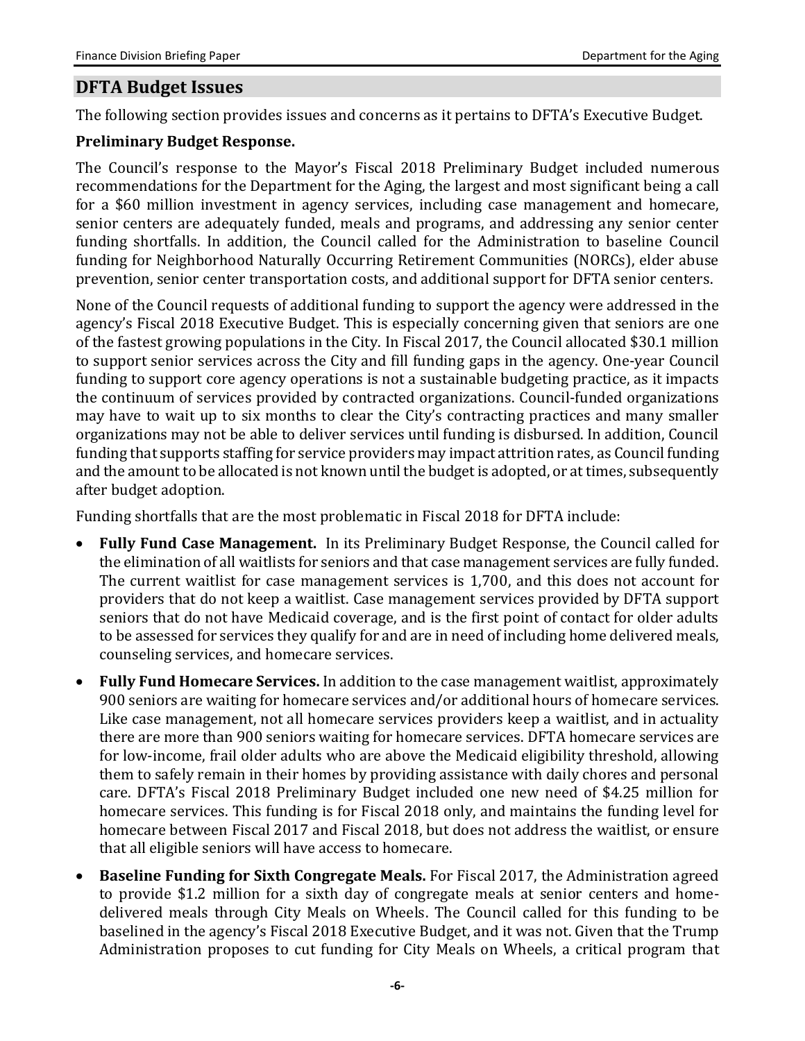## DFTA Budget Issues

The following section provides issues and concerns as it pertains to DFTA's Executive Budget.

**Preliminary Budget Response.**

The Council's response to the Mayor's Fiscal 2018 Preliminary Budget included numerous recommendations for the Department for the Aging, the largest and most significant being a call for a $60 million investment in agency services, including case management and homecare, senior centers are adequately funded, meals and programs, and addressing any senior center funding shortfalls. In addition, the Council called for the Administration to baseline Council funding for Neighborhood Naturally Occurring Retirement Communities (NORCs), elder abuse prevention, senior center transportation costs, and additional support for DFTA senior centers.

None of the Council requests of additional funding to support the agency were addressed in the agency's Fiscal 2018 Executive Budget. This is especially concerning given that seniors are one of the fastest growing populations in the City. In Fiscal 2017, the Council allocated $30.1 million to support senior services across the City and fill funding gaps in the agency. One-year Council funding to support core agency operations is not a sustainable budgeting practice, as it impacts the continuum of services provided by contracted organizations. Council-funded organizations may have to wait up to six months to clear the City's contracting practices and many smaller organizations may not be able to deliver services until funding is disbursed. In addition, Council funding that supports staffing for service providers may impact attrition rates, as Council funding and the amount to be allocated is not known until the budget is adopted, or at times, subsequently after budget adoption.

Funding shortfalls that are the most problematic in Fiscal 2018 for DFTA include:

- **Fully Fund Case Management.** In its Preliminary Budget Response, the Council called for the elimination of all waitlists for seniors and that case management services are fully funded. The current waitlist for case management services is 1,700, and this does not account for providers that do not keep a waitlist. Case management services provided by DFTA support seniors that do not have Medicaid coverage, and is the first point of contact for older adults to be assessed for services they qualify for and are in need of including home delivered meals, counseling services, and homecare services.
- **Fully Fund Homecare Services.** In addition to the case management waitlist, approximately 900 seniors are waiting for homecare services and/or additional hours of homecare services. Like case management, not all homecare services providers keep a waitlist, and in actuality there are more than 900 seniors waiting for homecare services. DFTA homecare services are for low-income, frail older adults who are above the Medicaid eligibility threshold, allowing them to safely remain in their homes by providing assistance with daily chores and personal care. DFTA's Fiscal 2018 Preliminary Budget included one new need of $4.25 million for homecare services. This funding is for Fiscal 2018 only, and maintains the funding level for homecare between Fiscal 2017 and Fiscal 2018, but does not address the waitlist, or ensure that all eligible seniors will have access to homecare.
- **Baseline Funding for Sixth Congregate Meals.** For Fiscal 2017, the Administration agreed to provide $1.2 million for a sixth day of congregate meals at senior centers and home-delivered meals through City Meals on Wheels. The Council called for this funding to be baselined in the agency's Fiscal 2018 Executive Budget, and it was not. Given that the Trump Administration proposes to cut funding for City Meals on Wheels, a critical program that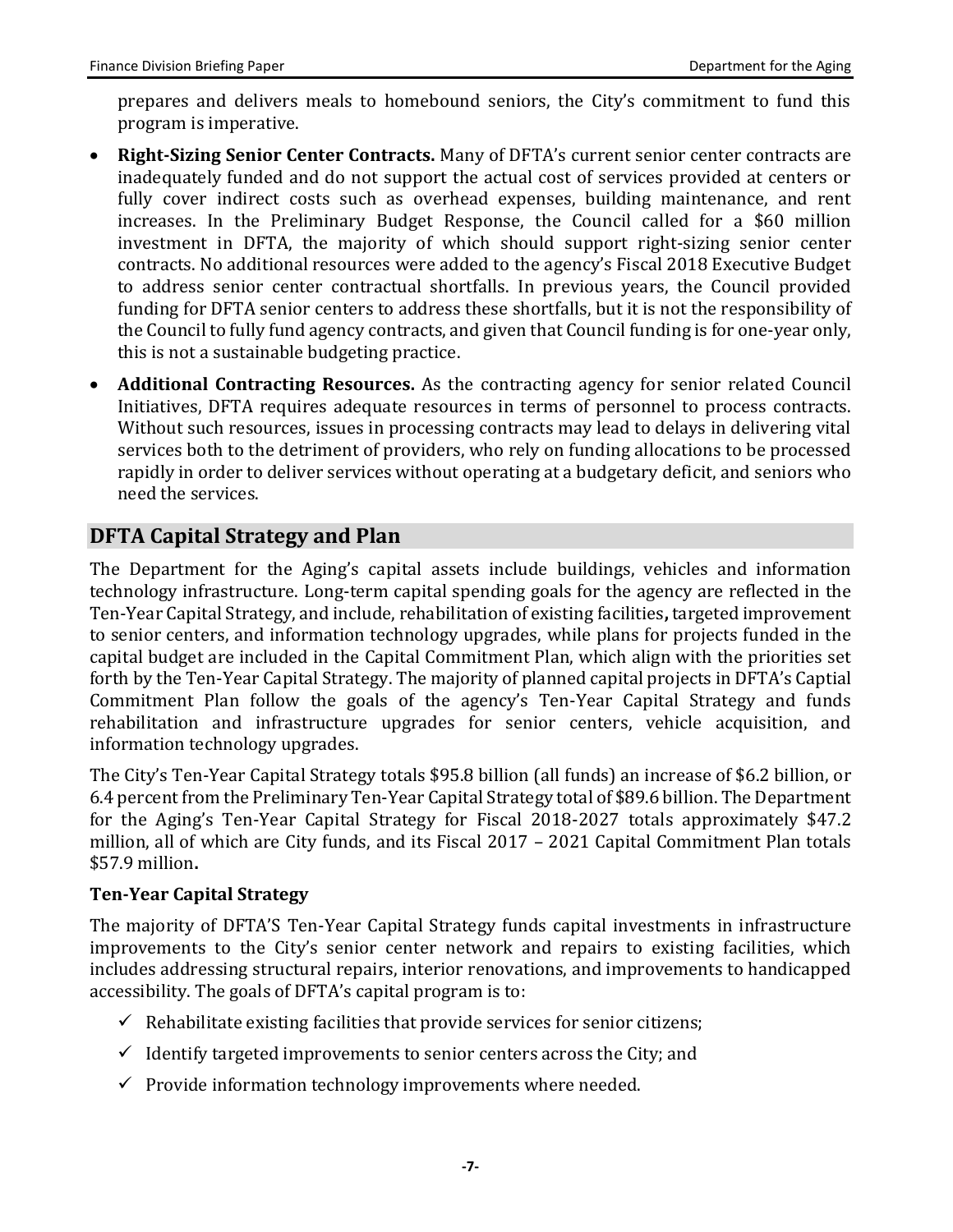prepares and delivers meals to homebound seniors, the City's commitment to fund this program is imperative.

- **Right-Sizing Senior Center Contracts.** Many of DFTA's current senior center contracts are inadequately funded and do not support the actual cost of services provided at centers or fully cover indirect costs such as overhead expenses, building maintenance, and rent increases. In the Preliminary Budget Response, the Council called for a $60 million investment in DFTA, the majority of which should support right-sizing senior center contracts. No additional resources were added to the agency's Fiscal 2018 Executive Budget to address senior center contractual shortfalls. In previous years, the Council provided funding for DFTA senior centers to address these shortfalls, but it is not the responsibility of the Council to fully fund agency contracts, and given that Council funding is for one-year only, this is not a sustainable budgeting practice.
- **Additional Contracting Resources.** As the contracting agency for senior related Council Initiatives, DFTA requires adequate resources in terms of personnel to process contracts. Without such resources, issues in processing contracts may lead to delays in delivering vital services both to the detriment of providers, who rely on funding allocations to be processed rapidly in order to deliver services without operating at a budgetary deficit, and seniors who need the services.

## DFTA Capital Strategy and Plan

The Department for the Aging's capital assets include buildings, vehicles and information technology infrastructure. Long-term capital spending goals for the agency are reflected in the Ten-Year Capital Strategy, and include, rehabilitation of existing facilities**,** targeted improvement to senior centers, and information technology upgrades, while plans for projects funded in the capital budget are included in the Capital Commitment Plan, which align with the priorities set forth by the Ten-Year Capital Strategy. The majority of planned capital projects in DFTA's Captial Commitment Plan follow the goals of the agency's Ten-Year Capital Strategy and funds rehabilitation and infrastructure upgrades for senior centers, vehicle acquisition, and information technology upgrades.

The City's Ten-Year Capital Strategy totals $95.8 billion (all funds) an increase of $6.2 billion, or 6.4 percent from the Preliminary Ten-Year Capital Strategy total of $89.6 billion. The Department for the Aging's Ten-Year Capital Strategy for Fiscal 2018-2027 totals approximately $47.2 million, all of which are City funds, and its Fiscal 2017 – 2021 Capital Commitment Plan totals $57.9 million**.**

### Ten-Year Capital Strategy

The majority of DFTA'S Ten-Year Capital Strategy funds capital investments in infrastructure improvements to the City's senior center network and repairs to existing facilities, which includes addressing structural repairs, interior renovations, and improvements to handicapped accessibility. The goals of DFTA's capital program is to:

- ✓ Rehabilitate existing facilities that provide services for senior citizens;
- ✓ Identify targeted improvements to senior centers across the City; and
- ✓ Provide information technology improvements where needed.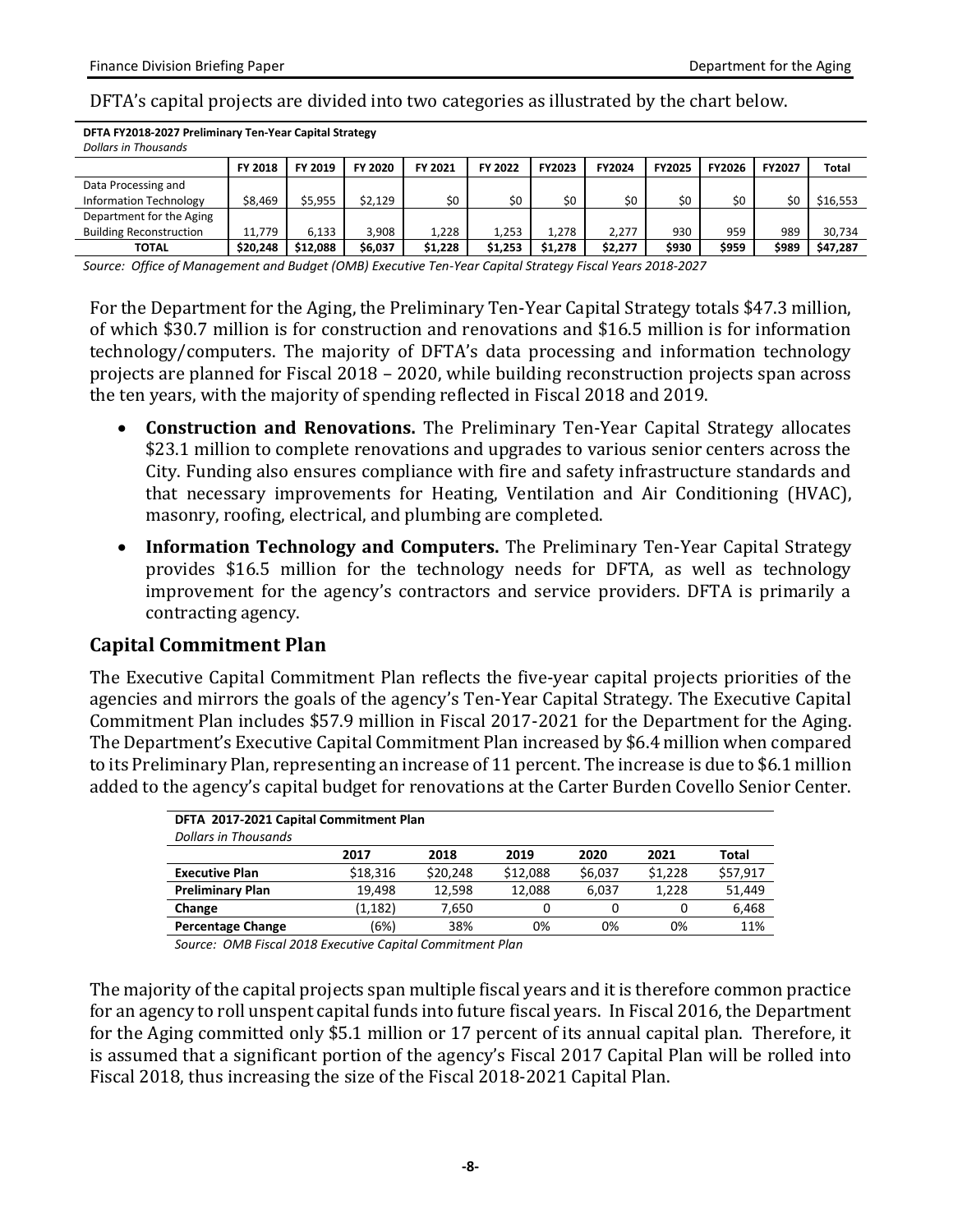DFTA's capital projects are divided into two categories as illustrated by the chart below.

**DFTA FY2018-2027 Preliminary Ten-Year Capital Strategy**
*Dollars in Thousands*

| | FY 2018 | FY 2019 | FY 2020 | FY 2021 | FY 2022 | FY2023 | FY2024 | FY2025 | FY2026 | FY2027 | Total |
|---|---|---|---|---|---|---|---|---|---|---|---|
| Data Processing and Information Technology | $8,469 | $5,955 | $2,129 | $0 | $0 | $0 | $0 | $0 | $0 | $0 | $16,553 |
| Department for the Aging Building Reconstruction | 11,779 | 6,133 | 3,908 | 1,228 | 1,253 | 1,278 | 2,277 | 930 | 959 | 989 | 30,734 |
| **TOTAL** | **$20,248** | **$12,088** | **$6,037** | **$1,228** | **$1,253** | **$1,278** | **$2,277** | **$930** | **$959** | **$989** | **$47,287** |

*Source: Office of Management and Budget (OMB) Executive Ten-Year Capital Strategy Fiscal Years 2018-2027*

For the Department for the Aging, the Preliminary Ten-Year Capital Strategy totals $47.3 million, of which $30.7 million is for construction and renovations and $16.5 million is for information technology/computers. The majority of DFTA's data processing and information technology projects are planned for Fiscal 2018 – 2020, while building reconstruction projects span across the ten years, with the majority of spending reflected in Fiscal 2018 and 2019.

- **Construction and Renovations.** The Preliminary Ten-Year Capital Strategy allocates $23.1 million to complete renovations and upgrades to various senior centers across the City. Funding also ensures compliance with fire and safety infrastructure standards and that necessary improvements for Heating, Ventilation and Air Conditioning (HVAC), masonry, roofing, electrical, and plumbing are completed.
- **Information Technology and Computers.** The Preliminary Ten-Year Capital Strategy provides $16.5 million for the technology needs for DFTA, as well as technology improvement for the agency's contractors and service providers. DFTA is primarily a contracting agency.

## Capital Commitment Plan

The Executive Capital Commitment Plan reflects the five-year capital projects priorities of the agencies and mirrors the goals of the agency's Ten-Year Capital Strategy. The Executive Capital Commitment Plan includes $57.9 million in Fiscal 2017-2021 for the Department for the Aging. The Department's Executive Capital Commitment Plan increased by $6.4 million when compared to its Preliminary Plan, representing an increase of 11 percent. The increase is due to $6.1 million added to the agency's capital budget for renovations at the Carter Burden Covello Senior Center.

**DFTA 2017-2021 Capital Commitment Plan**
*Dollars in Thousands*

| | 2017 | 2018 | 2019 | 2020 | 2021 | Total |
|---|---|---|---|---|---|---|
| **Executive Plan** | $18,316 | $20,248 | $12,088 | $6,037 | $1,228 | $57,917 |
| **Preliminary Plan** | 19,498 | 12,598 | 12,088 | 6,037 | 1,228 | 51,449 |
| **Change** | (1,182) | 7,650 | 0 | 0 | 0 | 6,468 |
| **Percentage Change** | (6%) | 38% | 0% | 0% | 0% | 11% |

*Source: OMB Fiscal 2018 Executive Capital Commitment Plan*

The majority of the capital projects span multiple fiscal years and it is therefore common practice for an agency to roll unspent capital funds into future fiscal years. In Fiscal 2016, the Department for the Aging committed only $5.1 million or 17 percent of its annual capital plan. Therefore, it is assumed that a significant portion of the agency's Fiscal 2017 Capital Plan will be rolled into Fiscal 2018, thus increasing the size of the Fiscal 2018-2021 Capital Plan.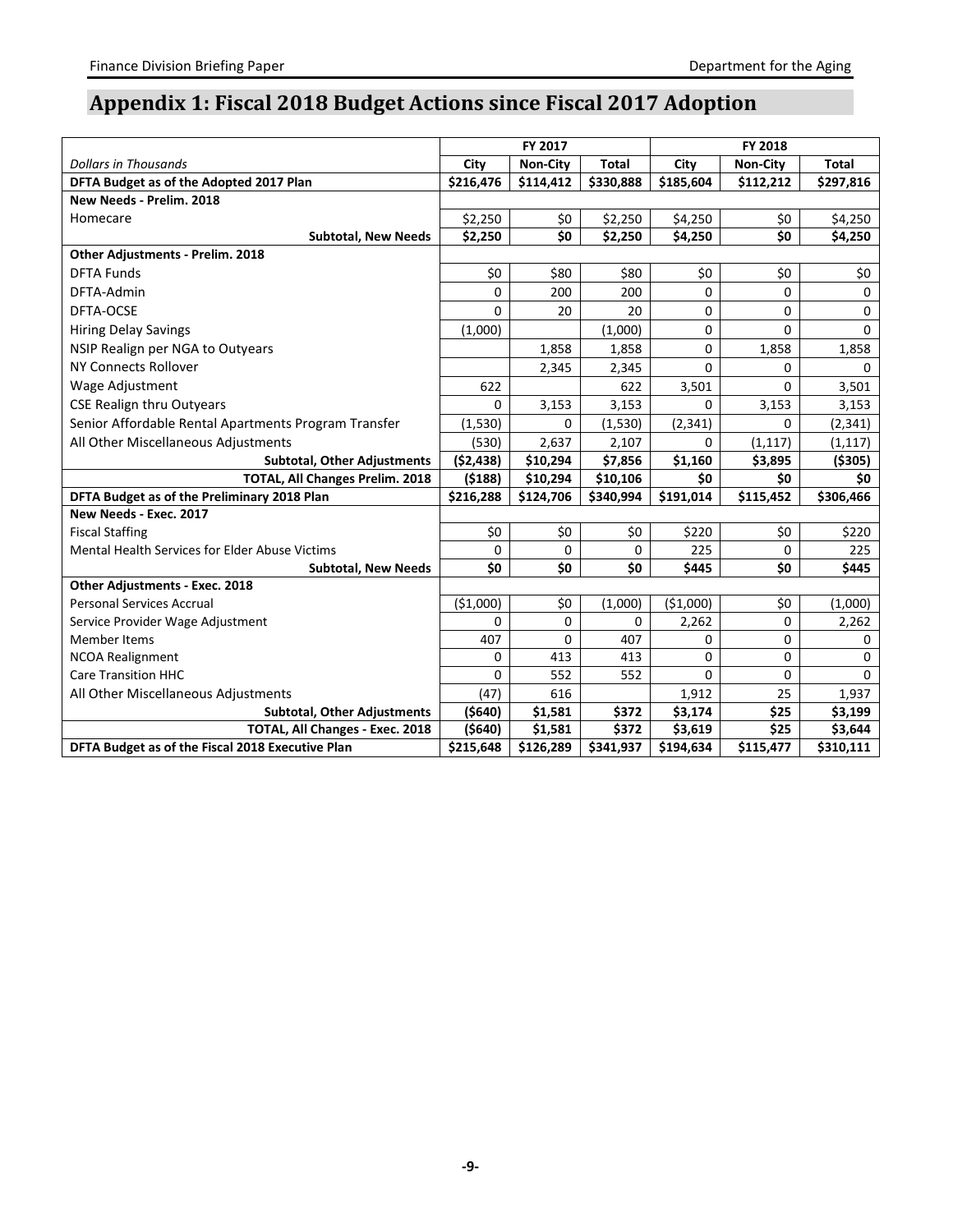# Appendix 1: Fiscal 2018 Budget Actions since Fiscal 2017 Adoption

| | FY 2017 | | | FY 2018 | | |
|---|---|---|---|---|---|---|
| *Dollars in Thousands* | City | Non-City | Total | City | Non-City | Total |
| **DFTA Budget as of the Adopted 2017 Plan** | **$216,476** | **$114,412** | **$330,888** | **$185,604** | **$112,212** | **$297,816** |
| **New Needs - Prelim. 2018** | | | | | | |
| Homecare | $2,250 | $0 | $2,250 | $4,250 | $0 | $4,250 |
| **Subtotal, New Needs** | **$2,250** | **$0** | **$2,250** | **$4,250** | **$0** | **$4,250** |
| **Other Adjustments - Prelim. 2018** | | | | | | |
| DFTA Funds | $0 | $80 | $80 | $0 | $0 | $0 |
| DFTA-Admin | 0 | 200 | 200 | 0 | 0 | 0 |
| DFTA-OCSE | 0 | 20 | 20 | 0 | 0 | 0 |
| Hiring Delay Savings | (1,000) | | (1,000) | 0 | 0 | 0 |
| NSIP Realign per NGA to Outyears | | 1,858 | 1,858 | 0 | 1,858 | 1,858 |
| NY Connects Rollover | | 2,345 | 2,345 | 0 | 0 | 0 |
| Wage Adjustment | 622 | | 622 | 3,501 | 0 | 3,501 |
| CSE Realign thru Outyears | 0 | 3,153 | 3,153 | 0 | 3,153 | 3,153 |
| Senior Affordable Rental Apartments Program Transfer | (1,530) | 0 | (1,530) | (2,341) | 0 | (2,341) |
| All Other Miscellaneous Adjustments | (530) | 2,637 | 2,107 | 0 | (1,117) | (1,117) |
| **Subtotal, Other Adjustments** | **($2,438)** | **$10,294** | **$7,856** | **$1,160** | **$3,895** | **($305)** |
| **TOTAL, All Changes Prelim. 2018** | **($188)** | **$10,294** | **$10,106** | **$0** | **$0** | **$0** |
| **DFTA Budget as of the Preliminary 2018 Plan** | **$216,288** | **$124,706** | **$340,994** | **$191,014** | **$115,452** | **$306,466** |
| **New Needs - Exec. 2017** | | | | | | |
| Fiscal Staffing | $0 | $0 | $0 | $220 | $0 | $220 |
| Mental Health Services for Elder Abuse Victims | 0 | 0 | 0 | 225 | 0 | 225 |
| **Subtotal, New Needs** | **$0** | **$0** | **$0** | **$445** | **$0** | **$445** |
| **Other Adjustments - Exec. 2018** | | | | | | |
| Personal Services Accrual | ($1,000) | $0 | (1,000) | ($1,000) | $0 | (1,000) |
| Service Provider Wage Adjustment | 0 | 0 | 0 | 2,262 | 0 | 2,262 |
| Member Items | 407 | 0 | 407 | 0 | 0 | 0 |
| NCOA Realignment | 0 | 413 | 413 | 0 | 0 | 0 |
| Care Transition HHC | 0 | 552 | 552 | 0 | 0 | 0 |
| All Other Miscellaneous Adjustments | (47) | 616 | | 1,912 | 25 | 1,937 |
| **Subtotal, Other Adjustments** | **($640)** | **$1,581** | **$372** | **$3,174** | **$25** | **$3,199** |
| **TOTAL, All Changes - Exec. 2018** | **($640)** | **$1,581** | **$372** | **$3,619** | **$25** | **$3,644** |
| **DFTA Budget as of the Fiscal 2018 Executive Plan** | **$215,648** | **$126,289** | **$341,937** | **$194,634** | **$115,477** | **$310,111** |